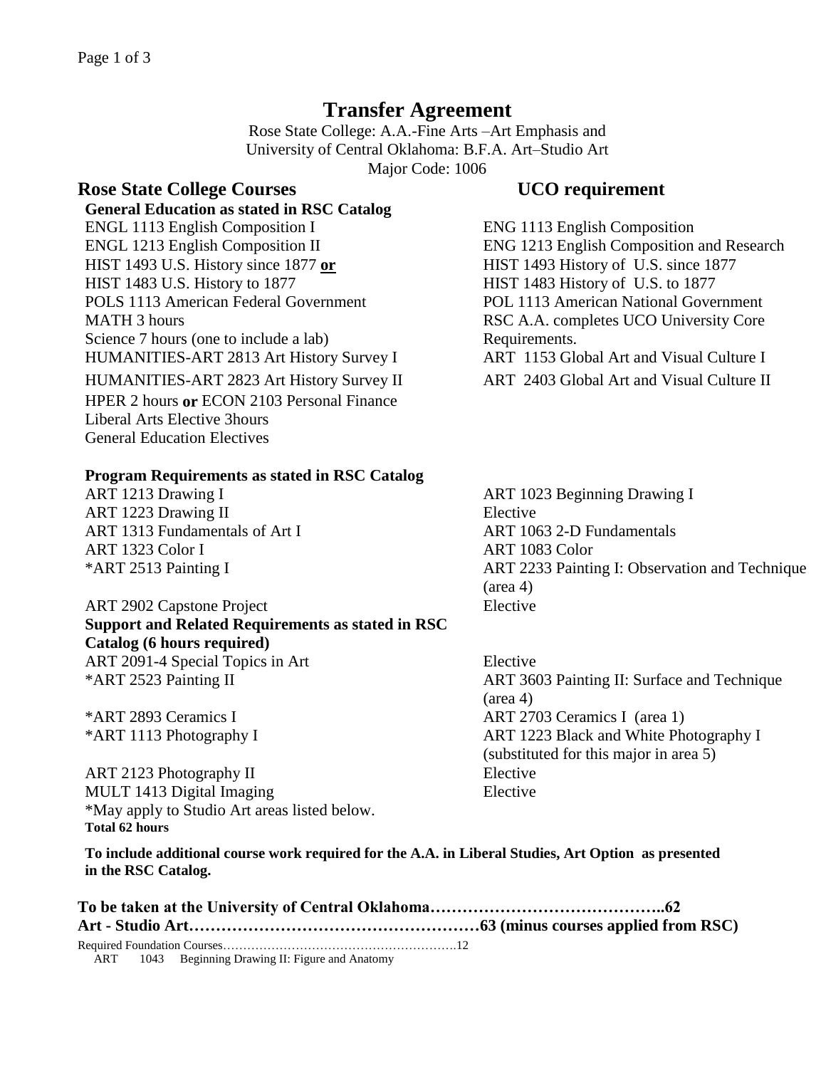# Transfer Agreement

Rose State College: A.A.-Fine Arts –Art Emphasis and
University of Central Oklahoma: B.F.A. Art–Studio Art
Major Code: 1006

| Rose State College Courses | UCO requirement |
|---|---|
| **General Education as stated in RSC Catalog** | |
| ENGL 1113 English Composition I | ENG 1113 English Composition |
| ENGL 1213 English Composition II | ENG 1213 English Composition and Research |
| HIST 1493 U.S. History since 1877 **or** | HIST 1493 History of U.S. since 1877 |
| HIST 1483 U.S. History to 1877 | HIST 1483 History of U.S. to 1877 |
| POLS 1113 American Federal Government | POL 1113 American National Government |
| MATH 3 hours | RSC A.A. completes UCO University Core |
| Science 7 hours (one to include a lab) | Requirements. |
| HUMANITIES-ART 2813 Art History Survey I | ART 1153 Global Art and Visual Culture I |
| HUMANITIES-ART 2823 Art History Survey II | ART 2403 Global Art and Visual Culture II |
| HPER 2 hours **or** ECON 2103 Personal Finance | |
| Liberal Arts Elective 3hours | |
| General Education Electives | |
| **Program Requirements as stated in RSC Catalog** | |
| ART 1213 Drawing I | ART 1023 Beginning Drawing I |
| ART 1223 Drawing II | Elective |
| ART 1313 Fundamentals of Art I | ART 1063 2-D Fundamentals |
| ART 1323 Color I | ART 1083 Color |
| *ART 2513 Painting I | ART 2233 Painting I: Observation and Technique (area 4) |
| ART 2902 Capstone Project | Elective |
| **Support and Related Requirements as stated in RSC Catalog (6 hours required)** | |
| ART 2091-4 Special Topics in Art | Elective |
| *ART 2523 Painting II | ART 3603 Painting II: Surface and Technique (area 4) |
| *ART 2893 Ceramics I | ART 2703 Ceramics I (area 1) |
| *ART 1113 Photography I | ART 1223 Black and White Photography I (substituted for this major in area 5) |
| ART 2123 Photography II | Elective |
| MULT 1413 Digital Imaging | Elective |

*May apply to Studio Art areas listed below.

**Total 62 hours**

**To include additional course work required for the A.A. in Liberal Studies, Art Option as presented in the RSC Catalog.**

**To be taken at the University of Central Oklahoma……………………………………..62**

**Art - Studio Art………………………………………………63 (minus courses applied from RSC)**

Required Foundation Courses………………………………………………….12

ART 1043 Beginning Drawing II: Figure and Anatomy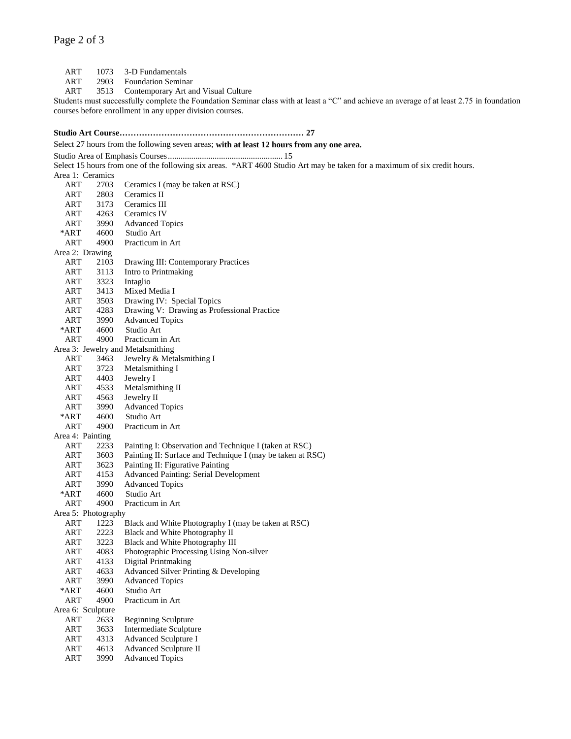ART 1073 3-D Fundamentals
ART 2903 Foundation Seminar
ART 3513 Contemporary Art and Visual Culture

Students must successfully complete the Foundation Seminar class with at least a "C" and achieve an average of at least 2.75 in foundation courses before enrollment in any upper division courses.

**Studio Art Course………………………………………………………… 27**

Select 27 hours from the following seven areas; **with at least 12 hours from any one area.**

Studio Area of Emphasis Courses...................................................... 15

Select 15 hours from one of the following six areas. *ART 4600 Studio Art may be taken for a maximum of six credit hours.

Area 1: Ceramics

ART 2703 Ceramics I (may be taken at RSC)
ART 2803 Ceramics II
ART 3173 Ceramics III
ART 4263 Ceramics IV
ART 3990 Advanced Topics
*ART 4600 Studio Art
ART 4900 Practicum in Art

Area 2: Drawing

ART 2103 Drawing III: Contemporary Practices
ART 3113 Intro to Printmaking
ART 3323 Intaglio
ART 3413 Mixed Media I
ART 3503 Drawing IV: Special Topics
ART 4283 Drawing V: Drawing as Professional Practice
ART 3990 Advanced Topics
*ART 4600 Studio Art
ART 4900 Practicum in Art

Area 3: Jewelry and Metalsmithing

ART 3463 Jewelry & Metalsmithing I
ART 3723 Metalsmithing I
ART 4403 Jewelry I
ART 4533 Metalsmithing II
ART 4563 Jewelry II
ART 3990 Advanced Topics
*ART 4600 Studio Art
ART 4900 Practicum in Art

Area 4: Painting

ART 2233 Painting I: Observation and Technique I (taken at RSC)
ART 3603 Painting II: Surface and Technique I (may be taken at RSC)
ART 3623 Painting II: Figurative Painting
ART 4153 Advanced Painting: Serial Development
ART 3990 Advanced Topics
*ART 4600 Studio Art
ART 4900 Practicum in Art

Area 5: Photography

ART 1223 Black and White Photography I (may be taken at RSC)
ART 2223 Black and White Photography II
ART 3223 Black and White Photography III
ART 4083 Photographic Processing Using Non-silver
ART 4133 Digital Printmaking
ART 4633 Advanced Silver Printing & Developing
ART 3990 Advanced Topics
*ART 4600 Studio Art
ART 4900 Practicum in Art

Area 6: Sculpture

ART 2633 Beginning Sculpture
ART 3633 Intermediate Sculpture
ART 4313 Advanced Sculpture I
ART 4613 Advanced Sculpture II
ART 3990 Advanced Topics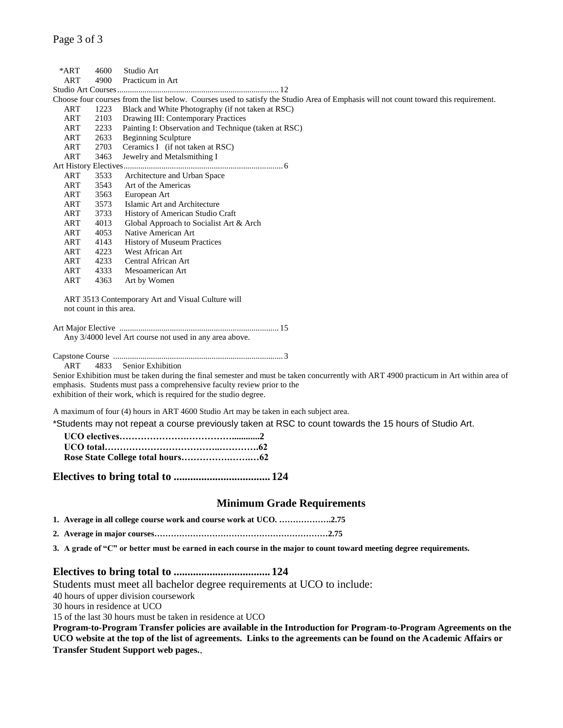| | | |
|---|---|---|
| *ART | 4600 | Studio Art |
| ART | 4900 | Practicum in Art |

Studio Art Courses............................................................................ 12

Choose four courses from the list below. Courses used to satisfy the Studio Area of Emphasis will not count toward this requirement.

| | | |
|---|---|---|
| ART | 1223 | Black and White Photography (if not taken at RSC) |
| ART | 2103 | Drawing III: Contemporary Practices |
| ART | 2233 | Painting I: Observation and Technique (taken at RSC) |
| ART | 2633 | Beginning Sculpture |
| ART | 2703 | Ceramics I (if not taken at RSC) |
| ART | 3463 | Jewelry and Metalsmithing I |

Art History Electives............................................................................ 6

| | | |
|---|---|---|
| ART | 3533 | Architecture and Urban Space |
| ART | 3543 | Art of the Americas |
| ART | 3563 | European Art |
| ART | 3573 | Islamic Art and Architecture |
| ART | 3733 | History of American Studio Craft |
| ART | 4013 | Global Approach to Socialist Art & Arch |
| ART | 4053 | Native American Art |
| ART | 4143 | History of Museum Practices |
| ART | 4223 | West African Art |
| ART | 4233 | Central African Art |
| ART | 4333 | Mesoamerican Art |
| ART | 4363 | Art by Women |

ART 3513 Contemporary Art and Visual Culture will not count in this area.

Art Major Elective ............................................................................ 15

Any 3/4000 level Art course not used in any area above.

Capstone Course ................................................................................. 3

ART 4833 Senior Exhibition

Senior Exhibition must be taken during the final semester and must be taken concurrently with ART 4900 practicum in Art within area of emphasis. Students must pass a comprehensive faculty review prior to the exhibition of their work, which is required for the studio degree.

A maximum of four (4) hours in ART 4600 Studio Art may be taken in each subject area.

*Students may not repeat a course previously taken at RSC to count towards the 15 hours of Studio Art.

**UCO electives…………………………………...........2**
**UCO total……………………………….………….62**
**Rose State College total hours……………….…….62**

## Electives to bring total to .................................. 124

## Minimum Grade Requirements

1. **Average in all college course work and course work at UCO. ……………….2.75**
2. **Average in major courses………………………………………………………2.75**
3. **A grade of "C" or better must be earned in each course in the major to count toward meeting degree requirements.**

## Electives to bring total to .................................. 124

Students must meet all bachelor degree requirements at UCO to include:
40 hours of upper division coursework
30 hours in residence at UCO
15 of the last 30 hours must be taken in residence at UCO

**Program-to-Program Transfer policies are available in the Introduction for Program-to-Program Agreements on the UCO website at the top of the list of agreements. Links to the agreements can be found on the Academic Affairs or Transfer Student Support web pages.**.